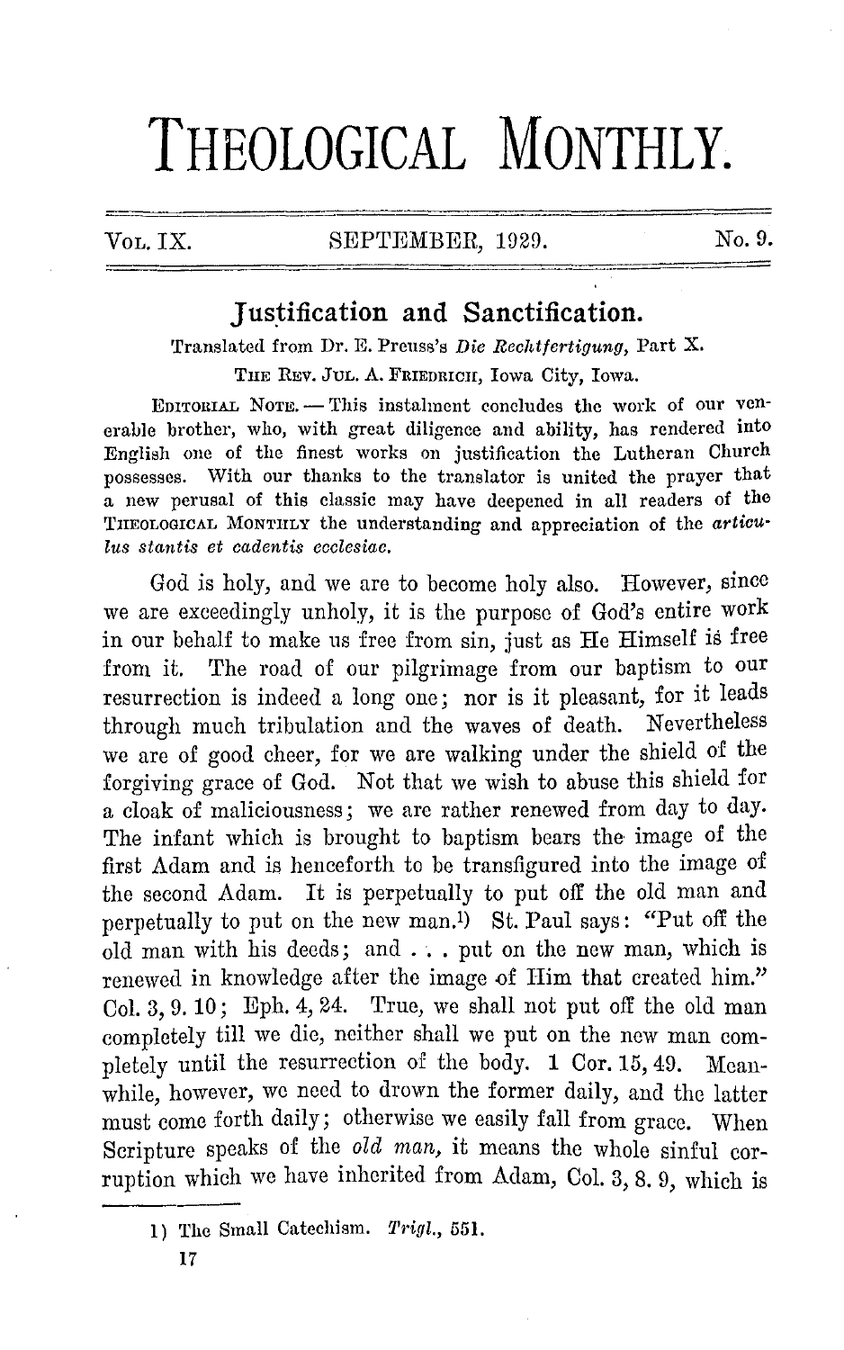# THEOLOGICAL MONTHLY.

VOL. IX. SEPTEMBER, 1929. No. 9.

## Justification and Sanctification.

Translated from Dr. E. Preuss's *Die Rechtfertigung*, Part X.

THE REV. JUL. A. FRIEDRICH, Iowa City, Iowa.

EDITORIAL NOTE. — This instalment concludes the work of our venerable brother, who, with great diligence and ability, has rendered into English one of the finest works on justification the Lutheran Church possesses. With our thanks to the translator is united the prayer that a new perusal of this classic may have deepened in all readers of the THEOLOGICAL MONTHLY the understanding and appreciation of the *articulus stantis et cadentis ecclesiae.*

God is holy, and we are to become holy also. However, since we are exceedingly unholy, it is the purpose of God's entire work in our behalf to make us free from sin, just as He Himself is free from it. The road of our pilgrimage from our baptism to our resurrection is indeed a long one; nor is it pleasant, for it leads through much tribulation and the waves of death. Nevertheless we are of good cheer, for we are walking under the shield of the forgiving grace of God. Not that we wish to abuse this shield for a cloak of maliciousness; we are rather renewed from day to day. The infant which is brought to baptism bears the image of the first Adam and is henceforth to be transfigured into the image of the second Adam. It is perpetually to put off the old man and perpetually to put on the new man.[1] St. Paul says: "Put off the old man with his deeds; and . . . put on the new man, which is renewed in knowledge after the image of Him that created him." Col. 3, 9. 10; Eph. 4, 24. True, we shall not put off the old man completely till we die, neither shall we put on the new man completely until the resurrection of the body. 1 Cor. 15, 49. Meanwhile, however, we need to drown the former daily, and the latter must come forth daily; otherwise we easily fall from grace. When Scripture speaks of the *old man,* it means the whole sinful corruption which we have inherited from Adam, Col. 3, 8. 9, which is

---

1) The Small Catechism. *Trigl.*, 551.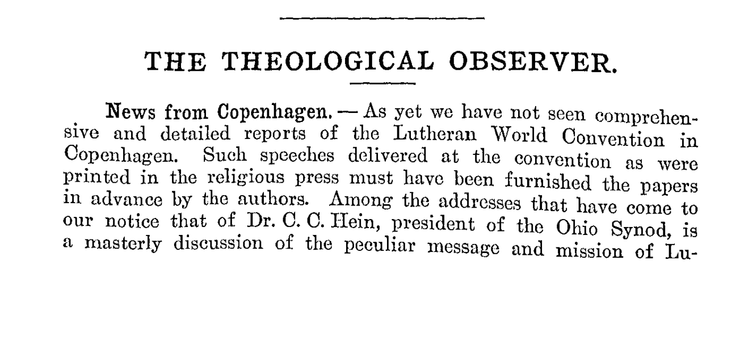# THE THEOLOGICAL OBSERVER.

**News from Copenhagen.** — As yet we have not seen comprehensive and detailed reports of the Lutheran World Convention in Copenhagen. Such speeches delivered at the convention as were printed in the religious press must have been furnished the papers in advance by the authors. Among the addresses that have come to our notice that of Dr. C. C. Hein, president of the Ohio Synod, is a masterly discussion of the peculiar message and mission of Lu-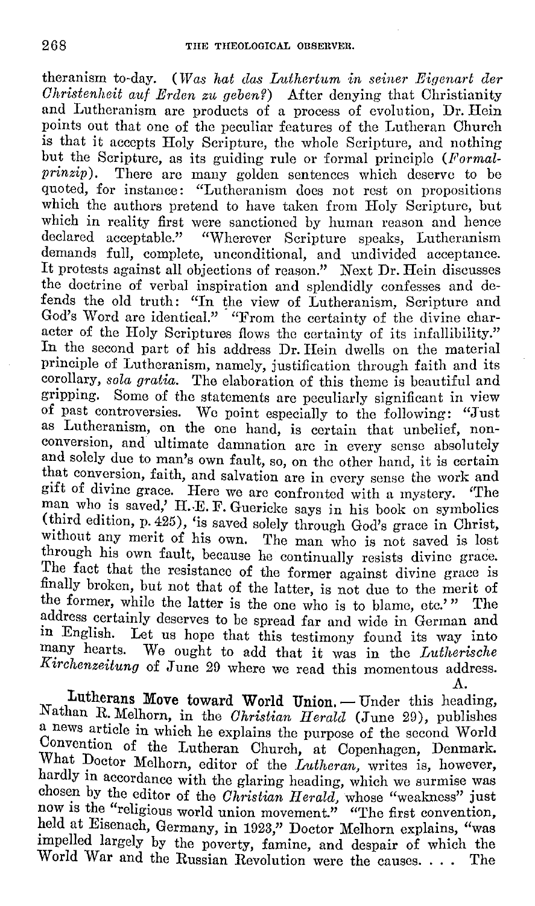theranism to-day. (*Was hat das Luthertum in seiner Eigenart der Christenheit auf Erden zu geben?*) After denying that Christianity and Lutheranism are products of a process of evolution, Dr. Hein points out that one of the peculiar features of the Lutheran Church is that it accepts Holy Scripture, the whole Scripture, and nothing but the Scripture, as its guiding rule or formal principle (*Formalprinzip*). There are many golden sentences which deserve to be quoted, for instance: "Lutheranism does not rest on propositions which the authors pretend to have taken from Holy Scripture, but which in reality first were sanctioned by human reason and hence declared acceptable." "Wherever Scripture speaks, Lutheranism demands full, complete, unconditional, and undivided acceptance. It protests against all objections of reason." Next Dr. Hein discusses the doctrine of verbal inspiration and splendidly confesses and defends the old truth: "In the view of Lutheranism, Scripture and God's Word are identical." "From the certainty of the divine character of the Holy Scriptures flows the certainty of its infallibility." In the second part of his address Dr. Hein dwells on the material principle of Lutheranism, namely, justification through faith and its corollary, *sola gratia*. The elaboration of this theme is beautiful and gripping. Some of the statements are peculiarly significant in view of past controversies. We point especially to the following: "Just as Lutheranism, on the one hand, is certain that unbelief, nonconversion, and ultimate damnation are in every sense absolutely and solely due to man's own fault, so, on the other hand, it is certain that conversion, faith, and salvation are in every sense the work and gift of divine grace. Here we are confronted with a mystery. 'The man who is saved,' H.-E. F. Guericke says in his book on symbolics (third edition, p. 425), 'is saved solely through God's grace in Christ, without any merit of his own. The man who is not saved is lost through his own fault, because he continually resists divine grace. The fact that the resistance of the former against divine grace is finally broken, but not that of the latter, is not due to the merit of the former, while the latter is the one who is to blame, etc.'" The address certainly deserves to be spread far and wide in German and in English. Let us hope that this testimony found its way into many hearts. We ought to add that it was in the *Lutherische Kirchenzeitung* of June 29 where we read this momentous address.

A.

**Lutherans Move toward World Union.** — Under this heading, Nathan R. Melhorn, in the *Christian Herald* (June 29), publishes a news article in which he explains the purpose of the second World Convention of the Lutheran Church, at Copenhagen, Denmark. What Doctor Melhorn, editor of the *Lutheran*, writes is, however, hardly in accordance with the glaring heading, which we surmise was chosen by the editor of the *Christian Herald*, whose "weakness" just now is the "religious world union movement." "The first convention, held at Eisenach, Germany, in 1923," Doctor Melhorn explains, "was impelled largely by the poverty, famine, and despair of which the World War and the Russian Revolution were the causes. . . . The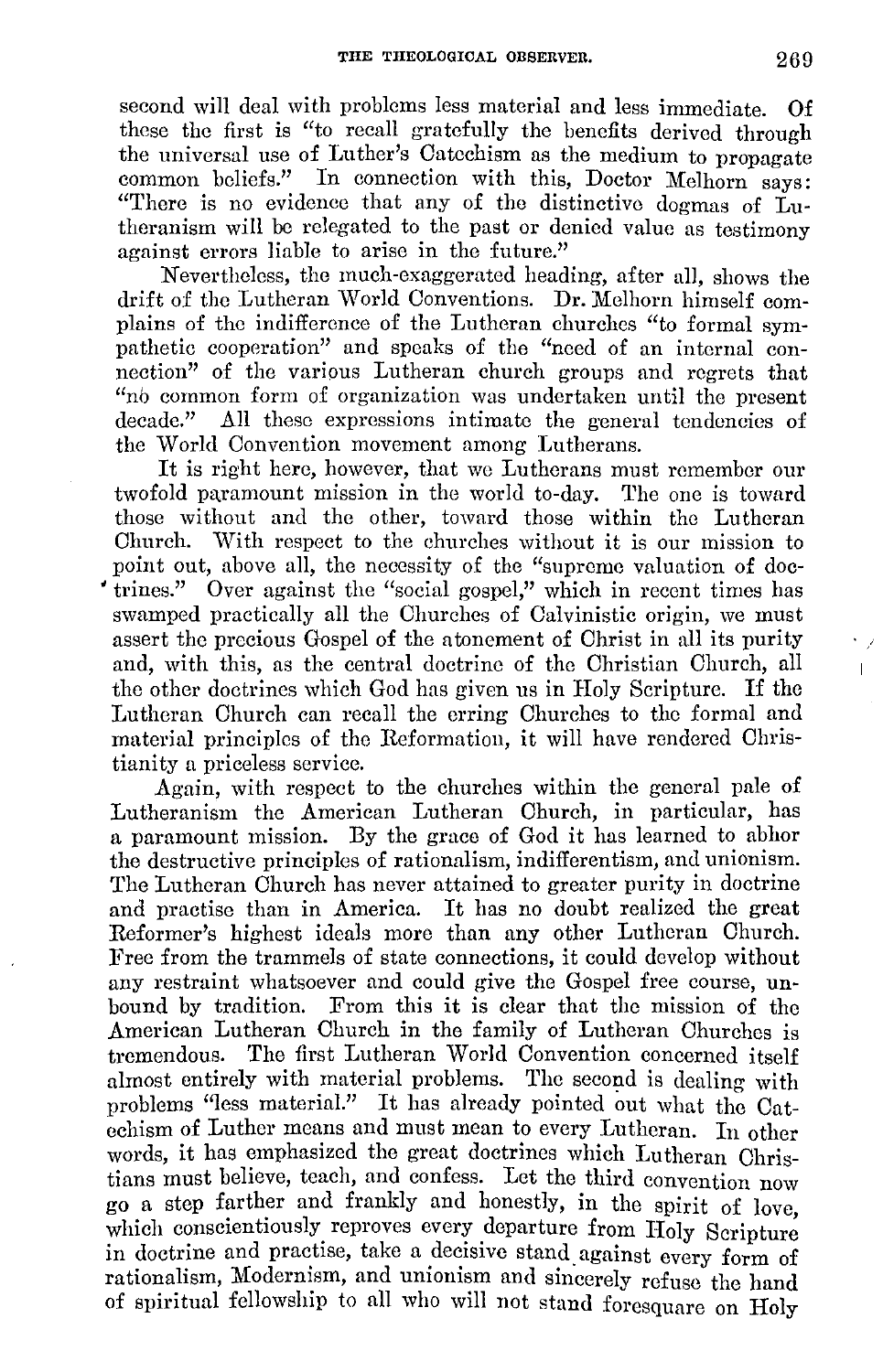second will deal with problems less material and less immediate. Of these the first is "to recall gratefully the benefits derived through the universal use of Luther's Catechism as the medium to propagate common beliefs." In connection with this, Doctor Melhorn says: "There is no evidence that any of the distinctive dogmas of Lutheranism will be relegated to the past or denied value as testimony against errors liable to arise in the future."

Nevertheless, the much-exaggerated heading, after all, shows the drift of the Lutheran World Conventions. Dr. Melhorn himself complains of the indifference of the Lutheran churches "to formal sympathetic cooperation" and speaks of the "need of an internal connection" of the various Lutheran church groups and regrets that "no common form of organization was undertaken until the present decade." All these expressions intimate the general tendencies of the World Convention movement among Lutherans.

It is right here, however, that we Lutherans must remember our twofold paramount mission in the world to-day. The one is toward those without and the other, toward those within the Lutheran Church. With respect to the churches without it is our mission to point out, above all, the necessity of the "supreme valuation of doctrines." Over against the "social gospel," which in recent times has swamped practically all the Churches of Calvinistic origin, we must assert the precious Gospel of the atonement of Christ in all its purity and, with this, as the central doctrine of the Christian Church, all the other doctrines which God has given us in Holy Scripture. If the Lutheran Church can recall the erring Churches to the formal and material principles of the Reformation, it will have rendered Christianity a priceless service.

Again, with respect to the churches within the general pale of Lutheranism the American Lutheran Church, in particular, has a paramount mission. By the grace of God it has learned to abhor the destructive principles of rationalism, indifferentism, and unionism. The Lutheran Church has never attained to greater purity in doctrine and practise than in America. It has no doubt realized the great Reformer's highest ideals more than any other Lutheran Church. Free from the trammels of state connections, it could develop without any restraint whatsoever and could give the Gospel free course, unbound by tradition. From this it is clear that the mission of the American Lutheran Church in the family of Lutheran Churches is tremendous. The first Lutheran World Convention concerned itself almost entirely with material problems. The second is dealing with problems "less material." It has already pointed out what the Catechism of Luther means and must mean to every Lutheran. In other words, it has emphasized the great doctrines which Lutheran Christians must believe, teach, and confess. Let the third convention now go a step farther and frankly and honestly, in the spirit of love, which conscientiously reproves every departure from Holy Scripture in doctrine and practise, take a decisive stand against every form of rationalism, Modernism, and unionism and sincerely refuse the hand of spiritual fellowship to all who will not stand foresquare on Holy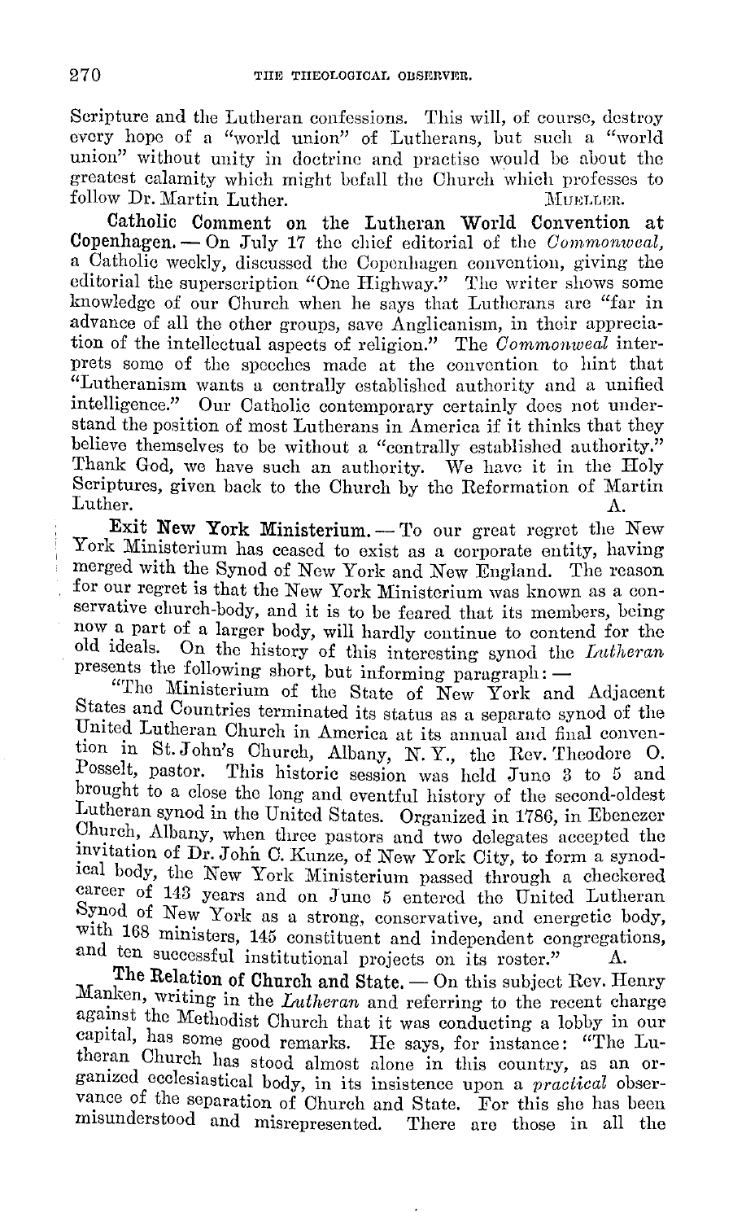Scripture and the Lutheran confessions. This will, of course, destroy every hope of a "world union" of Lutherans, but such a "world union" without unity in doctrine and practise would be about the greatest calamity which might befall the Church which professes to follow Dr. Martin Luther. MUELLER.

**Catholic Comment on the Lutheran World Convention at Copenhagen.** — On July 17 the chief editorial of the *Commonweal*, a Catholic weekly, discussed the Copenhagen convention, giving the editorial the superscription "One Highway." The writer shows some knowledge of our Church when he says that Lutherans are "far in advance of all the other groups, save Anglicanism, in their appreciation of the intellectual aspects of religion." The *Commonweal* interprets some of the speeches made at the convention to hint that "Lutheranism wants a centrally established authority and a unified intelligence." Our Catholic contemporary certainly does not understand the position of most Lutherans in America if it thinks that they believe themselves to be without a "centrally established authority." Thank God, we have such an authority. We have it in the Holy Scriptures, given back to the Church by the Reformation of Martin Luther. A.

**Exit New York Ministerium.** — To our great regret the New York Ministerium has ceased to exist as a corporate entity, having merged with the Synod of New York and New England. The reason for our regret is that the New York Ministerium was known as a conservative church-body, and it is to be feared that its members, being now a part of a larger body, will hardly continue to contend for the old ideals. On the history of this interesting synod the *Lutheran* presents the following short, but informing paragraph: —

"The Ministerium of the State of New York and Adjacent States and Countries terminated its status as a separate synod of the United Lutheran Church in America at its annual and final convention in St. John's Church, Albany, N. Y., the Rev. Theodore O. Posselt, pastor. This historic session was held June 3 to 5 and brought to a close the long and eventful history of the second-oldest Lutheran synod in the United States. Organized in 1786, in Ebenezer Church, Albany, when three pastors and two delegates accepted the invitation of Dr. John C. Kunze, of New York City, to form a synodical body, the New York Ministerium passed through a checkered career of 143 years and on June 5 entered the United Lutheran Synod of New York as a strong, conservative, and energetic body, with 168 ministers, 145 constituent and independent congregations, and ten successful institutional projects on its roster." A.

**The Relation of Church and State.** — On this subject Rev. Henry Manken, writing in the *Lutheran* and referring to the recent charge against the Methodist Church that it was conducting a lobby in our capital, has some good remarks. He says, for instance: "The Lutheran Church has stood almost alone in this country, as an organized ecclesiastical body, in its insistence upon a *practical* observance of the separation of Church and State. For this she has been misunderstood and misrepresented. There are those in all the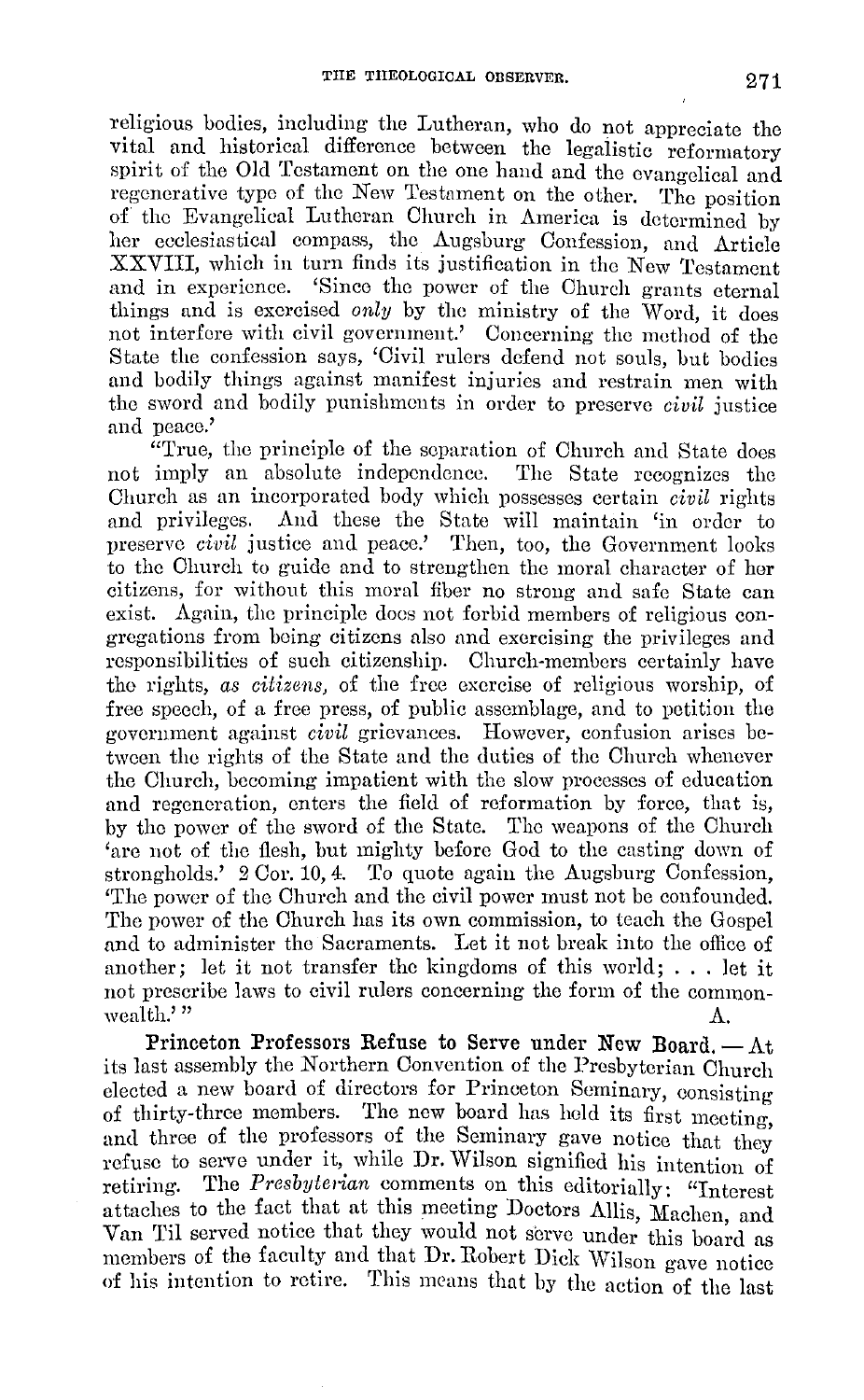religious bodies, including the Lutheran, who do not appreciate the vital and historical difference between the legalistic reformatory spirit of the Old Testament on the one hand and the evangelical and regenerative type of the New Testament on the other. The position of the Evangelical Lutheran Church in America is determined by her ecclesiastical compass, the Augsburg Confession, and Article XXVIII, which in turn finds its justification in the New Testament and in experience. 'Since the power of the Church grants eternal things and is exercised *only* by the ministry of the Word, it does not interfere with civil government.' Concerning the method of the State the confession says, 'Civil rulers defend not souls, but bodies and bodily things against manifest injuries and restrain men with the sword and bodily punishments in order to preserve *civil* justice and peace.'

"True, the principle of the separation of Church and State does not imply an absolute independence. The State recognizes the Church as an incorporated body which possesses certain *civil* rights and privileges. And these the State will maintain 'in order to preserve *civil* justice and peace.' Then, too, the Government looks to the Church to guide and to strengthen the moral character of her citizens, for without this moral fiber no strong and safe State can exist. Again, the principle does not forbid members of religious congregations from being citizens also and exercising the privileges and responsibilities of such citizenship. Church-members certainly have the rights, *as citizens,* of the free exercise of religious worship, of free speech, of a free press, of public assemblage, and to petition the government against *civil* grievances. However, confusion arises between the rights of the State and the duties of the Church whenever the Church, becoming impatient with the slow processes of education and regeneration, enters the field of reformation by force, that is, by the power of the sword of the State. The weapons of the Church 'are not of the flesh, but mighty before God to the casting down of strongholds.' 2 Cor. 10, 4. To quote again the Augsburg Confession, 'The power of the Church and the civil power must not be confounded. The power of the Church has its own commission, to teach the Gospel and to administer the Sacraments. Let it not break into the office of another; let it not transfer the kingdoms of this world; . . . let it not prescribe laws to civil rulers concerning the form of the commonwealth.'" A.

**Princeton Professors Refuse to Serve under New Board.** — At its last assembly the Northern Convention of the Presbyterian Church elected a new board of directors for Princeton Seminary, consisting of thirty-three members. The new board has held its first meeting, and three of the professors of the Seminary gave notice that they refuse to serve under it, while Dr. Wilson signified his intention of retiring. The *Presbyterian* comments on this editorially: "Interest attaches to the fact that at this meeting Doctors Allis, Machen, and Van Til served notice that they would not serve under this board as members of the faculty and that Dr. Robert Dick Wilson gave notice of his intention to retire. This means that by the action of the last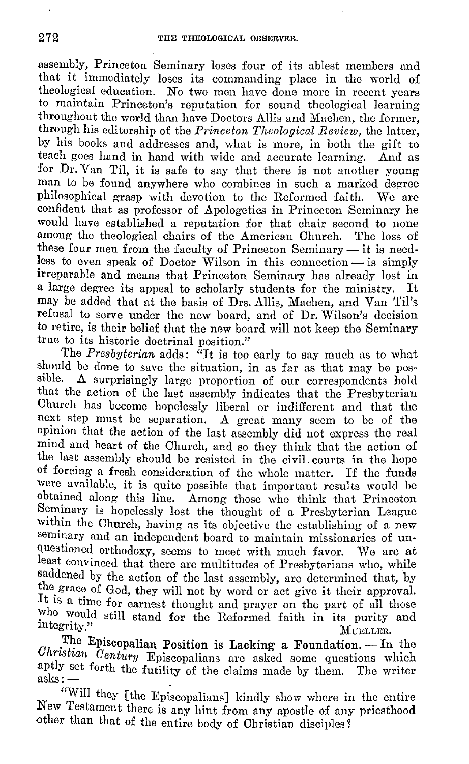assembly, Princeton Seminary loses four of its ablest members and that it immediately loses its commanding place in the world of theological education. No two men have done more in recent years to maintain Princeton's reputation for sound theological learning throughout the world than have Doctors Allis and Machen, the former, through his editorship of the *Princeton Theological Review*, the latter, by his books and addresses and, what is more, in both the gift to teach goes hand in hand with wide and accurate learning. And as for Dr. Van Til, it is safe to say that there is not another young man to be found anywhere who combines in such a marked degree philosophical grasp with devotion to the Reformed faith. We are confident that as professor of Apologetics in Princeton Seminary he would have established a reputation for that chair second to none among the theological chairs of the American Church. The loss of these four men from the faculty of Princeton Seminary — it is needless to even speak of Doctor Wilson in this connection — is simply irreparable and means that Princeton Seminary has already lost in a large degree its appeal to scholarly students for the ministry. It may be added that at the basis of Drs. Allis, Machen, and Van Til's refusal to serve under the new board, and of Dr. Wilson's decision to retire, is their belief that the new board will not keep the Seminary true to its historic doctrinal position."

The *Presbyterian* adds: "It is too early to say much as to what should be done to save the situation, in as far as that may be possible. A surprisingly large proportion of our correspondents hold that the action of the last assembly indicates that the Presbyterian Church has become hopelessly liberal or indifferent and that the next step must be separation. A great many seem to be of the opinion that the action of the last assembly did not express the real mind and heart of the Church, and so they think that the action of the last assembly should be resisted in the civil courts in the hope of forcing a fresh consideration of the whole matter. If the funds were available, it is quite possible that important results would be obtained along this line. Among those who think that Princeton Seminary is hopelessly lost the thought of a Presbyterian League within the Church, having as its objective the establishing of a new seminary and an independent board to maintain missionaries of unquestioned orthodoxy, seems to meet with much favor. We are at least convinced that there are multitudes of Presbyterians who, while saddened by the action of the last assembly, are determined that, by the grace of God, they will not by word or act give it their approval. It is a time for earnest thought and prayer on the part of all those who would still stand for the Reformed faith in its purity and integrity."

MUELLER.

**The Episcopalian Position is Lacking a Foundation.** — In the *Christian Century* Episcopalians are asked some questions which aptly set forth the futility of the claims made by them. The writer asks: —

"Will they [the Episcopalians] kindly show where in the entire New Testament there is any hint from any apostle of any priesthood other than that of the entire body of Christian disciples?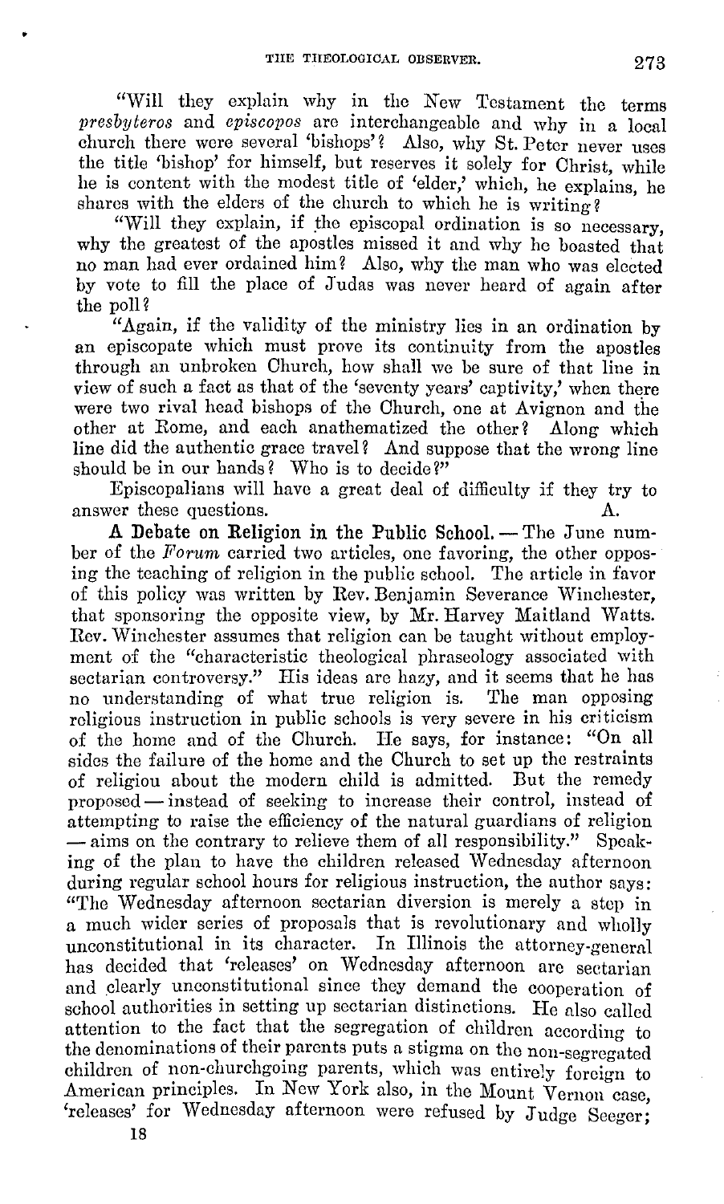"Will they explain why in the New Testament the terms *presbyteros* and *episcopos* are interchangeable and why in a local church there were several 'bishops'? Also, why St. Peter never uses the title 'bishop' for himself, but reserves it solely for Christ, while he is content with the modest title of 'elder,' which, he explains, he shares with the elders of the church to which he is writing?

"Will they explain, if the episcopal ordination is so necessary, why the greatest of the apostles missed it and why he boasted that no man had ever ordained him? Also, why the man who was elected by vote to fill the place of Judas was never heard of again after the poll?

"Again, if the validity of the ministry lies in an ordination by an episcopate which must prove its continuity from the apostles through an unbroken Church, how shall we be sure of that line in view of such a fact as that of the 'seventy years' captivity,' when there were two rival head bishops of the Church, one at Avignon and the other at Rome, and each anathematized the other? Along which line did the authentic grace travel? And suppose that the wrong line should be in our hands? Who is to decide?"

Episcopalians will have a great deal of difficulty if they try to answer these questions. A.

**A Debate on Religion in the Public School.** — The June number of the *Forum* carried two articles, one favoring, the other opposing the teaching of religion in the public school. The article in favor of this policy was written by Rev. Benjamin Severance Winchester, that sponsoring the opposite view, by Mr. Harvey Maitland Watts. Rev. Winchester assumes that religion can be taught without employment of the "characteristic theological phraseology associated with sectarian controversy." His ideas are hazy, and it seems that he has no understanding of what true religion is. The man opposing religious instruction in public schools is very severe in his criticism of the home and of the Church. He says, for instance: "On all sides the failure of the home and the Church to set up the restraints of religiou about the modern child is admitted. But the remedy proposed — instead of seeking to increase their control, instead of attempting to raise the efficiency of the natural guardians of religion — aims on the contrary to relieve them of all responsibility." Speaking of the plan to have the children released Wednesday afternoon during regular school hours for religious instruction, the author says: "The Wednesday afternoon sectarian diversion is merely a step in a much wider series of proposals that is revolutionary and wholly unconstitutional in its character. In Illinois the attorney-general has decided that 'releases' on Wednesday afternoon are sectarian and clearly unconstitutional since they demand the cooperation of school authorities in setting up sectarian distinctions. He also called attention to the fact that the segregation of children according to the denominations of their parents puts a stigma on the non-segregated children of non-churchgoing parents, which was entirely foreign to American principles. In New York also, in the Mount Vernon case, 'releases' for Wednesday afternoon were refused by Judge Seeger;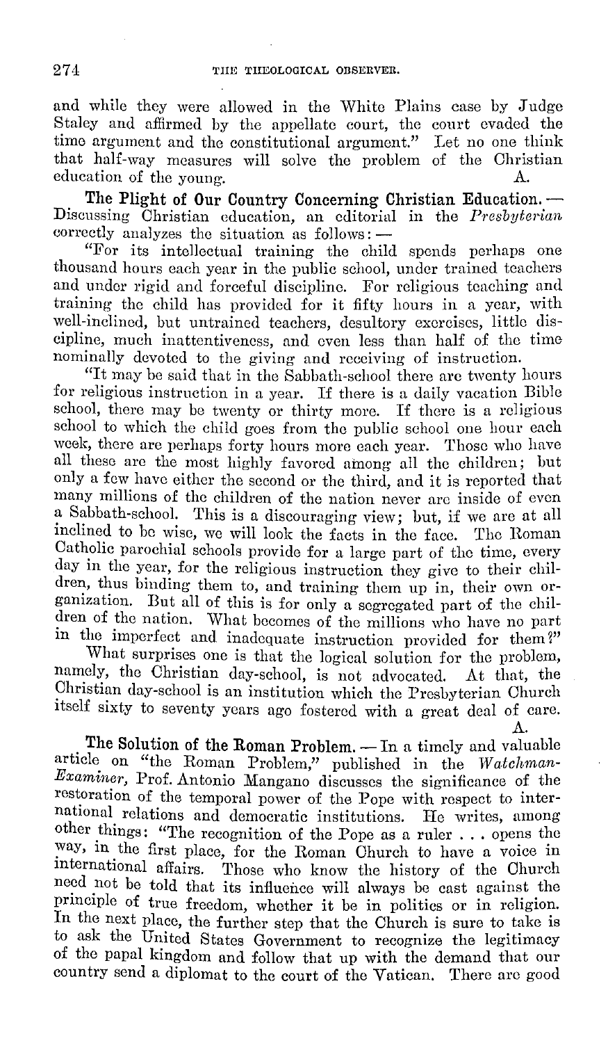and while they were allowed in the White Plains case by Judge Staley and affirmed by the appellate court, the court evaded the time argument and the constitutional argument." Let no one think that half-way measures will solve the problem of the Christian education of the young. A.

**The Plight of Our Country Concerning Christian Education.** — Discussing Christian education, an editorial in the *Presbyterian* correctly analyzes the situation as follows: —

"For its intellectual training the child spends perhaps one thousand hours each year in the public school, under trained teachers and under rigid and forceful discipline. For religious teaching and training the child has provided for it fifty hours in a year, with well-inclined, but untrained teachers, desultory exercises, little discipline, much inattentiveness, and even less than half of the time nominally devoted to the giving and receiving of instruction.

"It may be said that in the Sabbath-school there are twenty hours for religious instruction in a year. If there is a daily vacation Bible school, there may be twenty or thirty more. If there is a religious school to which the child goes from the public school one hour each week, there are perhaps forty hours more each year. Those who have all these are the most highly favored among all the children; but only a few have either the second or the third, and it is reported that many millions of the children of the nation never are inside of even a Sabbath-school. This is a discouraging view; but, if we are at all inclined to be wise, we will look the facts in the face. The Roman Catholic parochial schools provide for a large part of the time, every day in the year, for the religious instruction they give to their children, thus binding them to, and training them up in, their own organization. But all of this is for only a segregated part of the children of the nation. What becomes of the millions who have no part in the imperfect and inadequate instruction provided for them?"

What surprises one is that the logical solution for the problem, namely, the Christian day-school, is not advocated. At that, the Christian day-school is an institution which the Presbyterian Church itself sixty to seventy years ago fostered with a great deal of care. A.

**The Solution of the Roman Problem.** — In a timely and valuable article on "the Roman Problem," published in the *Watchman-Examiner*, Prof. Antonio Mangano discusses the significance of the restoration of the temporal power of the Pope with respect to international relations and democratic institutions. He writes, among other things: "The recognition of the Pope as a ruler . . . opens the way, in the first place, for the Roman Church to have a voice in international affairs. Those who know the history of the Church need not be told that its influence will always be cast against the principle of true freedom, whether it be in politics or in religion. In the next place, the further step that the Church is sure to take is to ask the United States Government to recognize the legitimacy of the papal kingdom and follow that up with the demand that our country send a diplomat to the court of the Vatican. There are good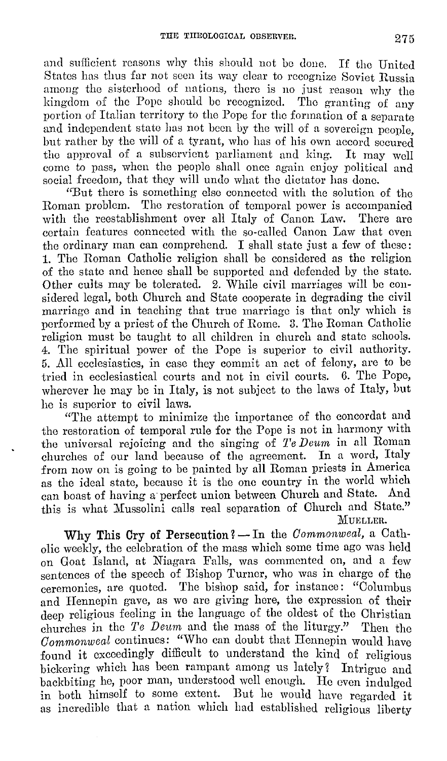and sufficient reasons why this should not be done. If the United States has thus far not seen its way clear to recognize Soviet Russia among the sisterhood of nations, there is no just reason why the kingdom of the Pope should be recognized. The granting of any portion of Italian territory to the Pope for the formation of a separate and independent state has not been by the will of a sovereign people, but rather by the will of a tyrant, who has of his own accord secured the approval of a subservient parliament and king. It may well come to pass, when the people shall once again enjoy political and social freedom, that they will undo what the dictator has done.

"But there is something else connected with the solution of the Roman problem. The restoration of temporal power is accompanied with the reestablishment over all Italy of Canon Law. There are certain features connected with the so-called Canon Law that even the ordinary man can comprehend. I shall state just a few of these: 1. The Roman Catholic religion shall be considered as the religion of the state and hence shall be supported and defended by the state. Other cults may be tolerated. 2. While civil marriages will be considered legal, both Church and State cooperate in degrading the civil marriage and in teaching that true marriage is that only which is performed by a priest of the Church of Rome. 3. The Roman Catholic religion must be taught to all children in church and state schools. 4. The spiritual power of the Pope is superior to civil authority. 5. All ecclesiastics, in case they commit an act of felony, are to be tried in ecclesiastical courts and not in civil courts. 6. The Pope, wherever he may be in Italy, is not subject to the laws of Italy, but he is superior to civil laws.

"The attempt to minimize the importance of the concordat and the restoration of temporal rule for the Pope is not in harmony with the universal rejoicing and the singing of *Te Deum* in all Roman churches of our land because of the agreement. In a word, Italy from now on is going to be painted by all Roman priests in America as the ideal state, because it is the one country in the world which can boast of having a perfect union between Church and State. And this is what Mussolini calls real separation of Church and State."

MUELLER.

**Why This Cry of Persecution?** — In the *Commonweal*, a Catholic weekly, the celebration of the mass which some time ago was held on Goat Island, at Niagara Falls, was commented on, and a few sentences of the speech of Bishop Turner, who was in charge of the ceremonies, are quoted. The bishop said, for instance: "Columbus and Hennepin gave, as we are giving here, the expression of their deep religious feeling in the language of the oldest of the Christian churches in the *Te Deum* and the mass of the liturgy." Then the *Commonweal* continues: "Who can doubt that Hennepin would have found it exceedingly difficult to understand the kind of religious bickering which has been rampant among us lately? Intrigue and backbiting he, poor man, understood well enough. He even indulged in both himself to some extent. But he would have regarded it as incredible that a nation which had established religious liberty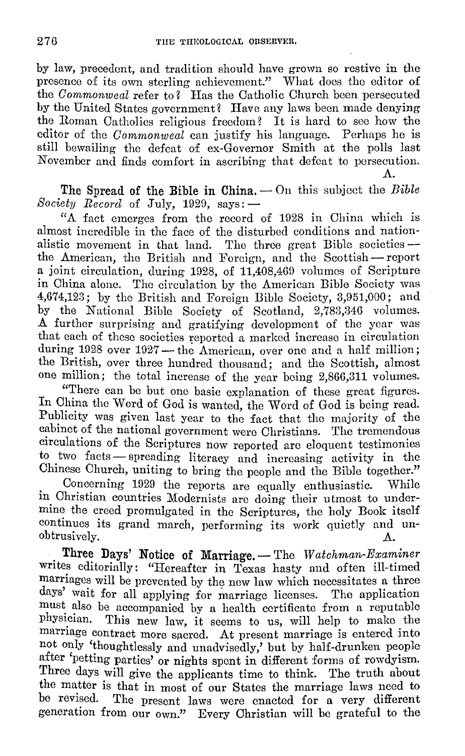by law, precedent, and tradition should have grown so restive in the presence of its own sterling achievement." What does the editor of the *Commonweal* refer to? Has the Catholic Church been persecuted by the United States government? Have any laws been made denying the Roman Catholics religious freedom? It is hard to see how the editor of the *Commonweal* can justify his language. Perhaps he is still bewailing the defeat of ex-Governor Smith at the polls last November and finds comfort in ascribing that defeat to persecution.

A.

**The Spread of the Bible in China.** — On this subject the *Bible Society Record* of July, 1929, says: —

"A fact emerges from the record of 1928 in China which is almost incredible in the face of the disturbed conditions and nationalistic movement in that land. The three great Bible societies — the American, the British and Foreign, and the Scottish — report a joint circulation, during 1928, of 11,408,469 volumes of Scripture in China alone. The circulation by the American Bible Society was 4,674,123; by the British and Foreign Bible Society, 3,951,000; and by the National Bible Society of Scotland, 2,783,346 volumes. A further surprising and gratifying development of the year was that each of these societies reported a marked increase in circulation during 1928 over 1927 — the American, over one and a half million; the British, over three hundred thousand; and the Scottish, almost one million; the total increase of the year being 2,866,311 volumes.

"There can be but one basic explanation of these great figures. In China the Word of God is wanted, the Word of God is being read. Publicity was given last year to the fact that the majority of the cabinet of the national government were Christians. The tremendous circulations of the Scriptures now reported are eloquent testimonies to two facts — spreading literacy and increasing activity in the Chinese Church, uniting to bring the people and the Bible together."

Concerning 1929 the reports are equally enthusiastic. While in Christian countries Modernists are doing their utmost to undermine the creed promulgated in the Scriptures, the holy Book itself continues its grand march, performing its work quietly and unobtrusively.

A.

**Three Days' Notice of Marriage.** — The *Watchman-Examiner* writes editorially: "Hereafter in Texas hasty and often ill-timed marriages will be prevented by the new law which necessitates a three days' wait for all applying for marriage licenses. The application must also be accompanied by a health certificate from a reputable physician. This new law, it seems to us, will help to make the marriage contract more sacred. At present marriage is entered into not only 'thoughtlessly and unadvisedly,' but by half-drunken people after 'petting parties' or nights spent in different forms of rowdyism. Three days will give the applicants time to think. The truth about the matter is that in most of our States the marriage laws need to be revised. The present laws were enacted for a very different generation from our own." Every Christian will be grateful to the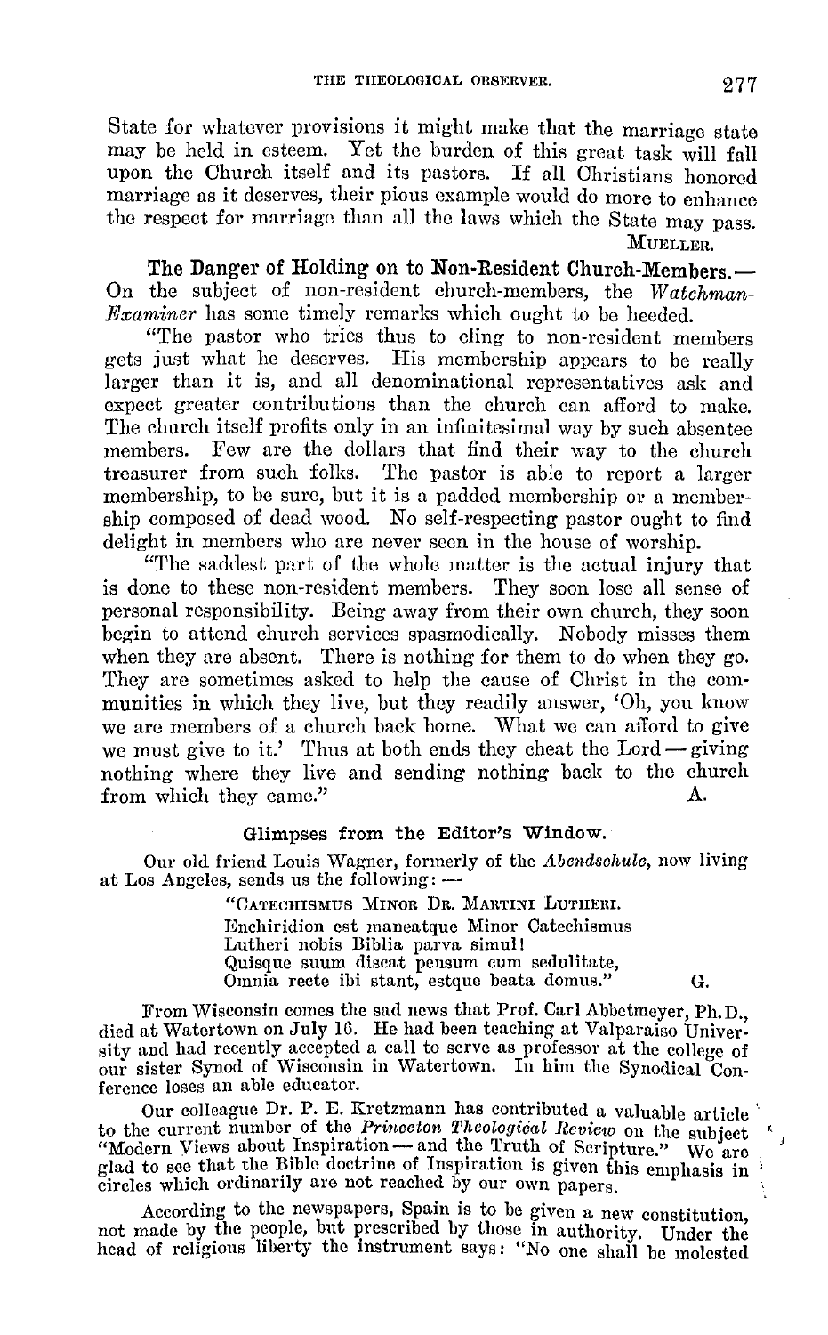State for whatever provisions it might make that the marriage state may be held in esteem. Yet the burden of this great task will fall upon the Church itself and its pastors. If all Christians honored marriage as it deserves, their pious example would do more to enhance the respect for marriage than all the laws which the State may pass.

MUELLER.

**The Danger of Holding on to Non-Resident Church-Members.**— On the subject of non-resident church-members, the *Watchman-Examiner* has some timely remarks which ought to be heeded.

"The pastor who tries thus to cling to non-resident members gets just what he deserves. His membership appears to be really larger than it is, and all denominational representatives ask and expect greater contributions than the church can afford to make. The church itself profits only in an infinitesimal way by such absentee members. Few are the dollars that find their way to the church treasurer from such folks. The pastor is able to report a larger membership, to be sure, but it is a padded membership or a membership composed of dead wood. No self-respecting pastor ought to find delight in members who are never seen in the house of worship.

"The saddest part of the whole matter is the actual injury that is done to these non-resident members. They soon lose all sense of personal responsibility. Being away from their own church, they soon begin to attend church services spasmodically. Nobody misses them when they are absent. There is nothing for them to do when they go. They are sometimes asked to help the cause of Christ in the communities in which they live, but they readily answer, 'Oh, you know we are members of a church back home. What we can afford to give we must give to it.' Thus at both ends they cheat the Lord — giving nothing where they live and sending nothing back to the church from which they came." A.

## Glimpses from the Editor's Window.

Our old friend Louis Wagner, formerly of the *Abendschule*, now living at Los Angeles, sends us the following: —

"CATECHISMUS MINOR DR. MARTINI LUTHERI.
Enchiridion est maneatque Minor Catechismus
Lutheri nobis Biblia parva simul!
Quisque suum discat pensum cum sedulitate,
Omnia recte ibi stant, estque beata domus." G.

From Wisconsin comes the sad news that Prof. Carl Abbetmeyer, Ph.D., died at Watertown on July 16. He had been teaching at Valparaiso University and had recently accepted a call to serve as professor at the college of our sister Synod of Wisconsin in Watertown. In him the Synodical Conference loses an able educator.

Our colleague Dr. P. E. Kretzmann has contributed a valuable article to the current number of the *Princeton Theological Review* on the subject "Modern Views about Inspiration — and the Truth of Scripture." We are glad to see that the Bible doctrine of Inspiration is given this emphasis in circles which ordinarily are not reached by our own papers.

According to the newspapers, Spain is to be given a new constitution, not made by the people, but prescribed by those in authority. Under the head of religious liberty the instrument says: "No one shall be molested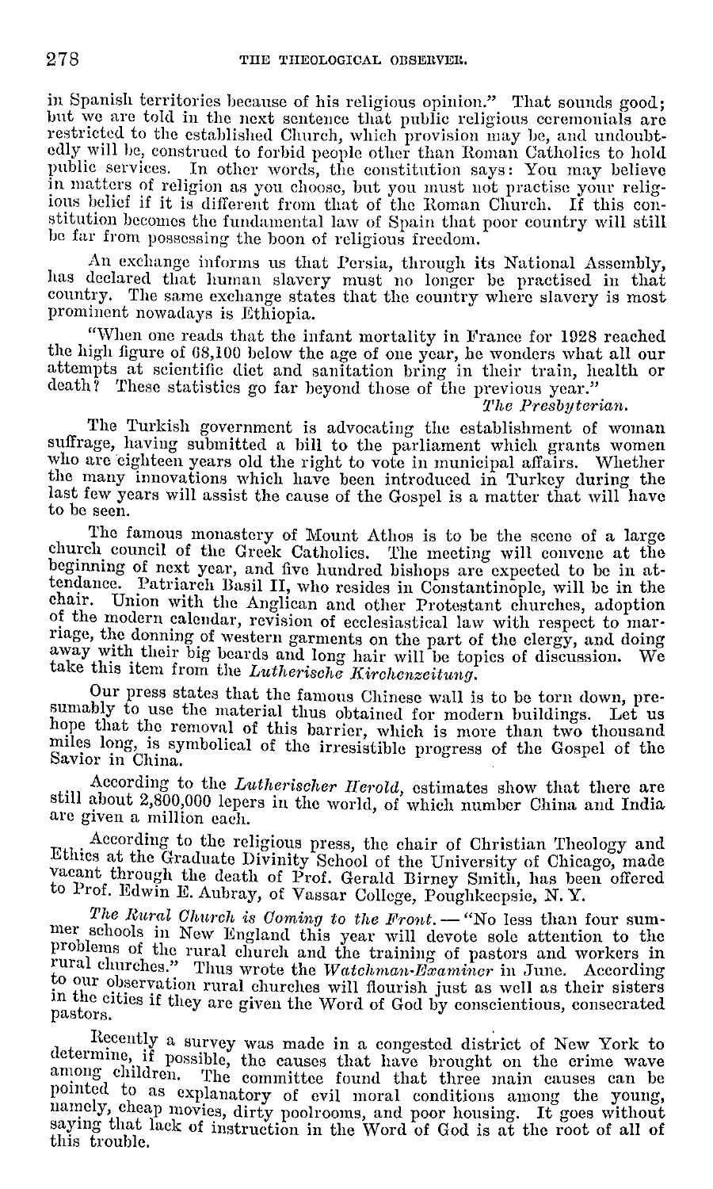in Spanish territories because of his religious opinion." That sounds good; but we are told in the next sentence that public religious ceremonials are restricted to the established Church, which provision may be, and undoubtedly will be, construed to forbid people other than Roman Catholics to hold public services. In other words, the constitution says: You may believe in matters of religion as you choose, but you must not practise your religious belief if it is different from that of the Roman Church. If this constitution becomes the fundamental law of Spain that poor country will still be far from possessing the boon of religious freedom.

An exchange informs us that Persia, through its National Assembly, has declared that human slavery must no longer be practised in that country. The same exchange states that the country where slavery is most prominent nowadays is Ethiopia.

"When one reads that the infant mortality in France for 1928 reached the high figure of 68,100 below the age of one year, he wonders what all our attempts at scientific diet and sanitation bring in their train, health or death? These statistics go far beyond those of the previous year."

*The Presbyterian.*

The Turkish government is advocating the establishment of woman suffrage, having submitted a bill to the parliament which grants women who are eighteen years old the right to vote in municipal affairs. Whether the many innovations which have been introduced in Turkey during the last few years will assist the cause of the Gospel is a matter that will have to be seen.

The famous monastery of Mount Athos is to be the scene of a large church council of the Greek Catholics. The meeting will convene at the beginning of next year, and five hundred bishops are expected to be in attendance. Patriarch Basil II, who resides in Constantinople, will be in the chair. Union with the Anglican and other Protestant churches, adoption of the modern calendar, revision of ecclesiastical law with respect to marriage, the donning of western garments on the part of the clergy, and doing away with their big beards and long hair will be topics of discussion. We take this item from the *Lutherische Kirchenzeitung*.

Our press states that the famous Chinese wall is to be torn down, presumably to use the material thus obtained for modern buildings. Let us hope that the removal of this barrier, which is more than two thousand miles long, is symbolical of the irresistible progress of the Gospel of the Savior in China.

According to the *Lutherischer Herold*, estimates show that there are still about 2,800,000 lepers in the world, of which number China and India are given a million each.

According to the religious press, the chair of Christian Theology and Ethics at the Graduate Divinity School of the University of Chicago, made vacant through the death of Prof. Gerald Birney Smith, has been offered to Prof. Edwin E. Aubray, of Vassar College, Poughkeepsie, N. Y.

*The Rural Church is Coming to the Front.* — "No less than four summer schools in New England this year will devote sole attention to the problems of the rural church and the training of pastors and workers in rural churches." Thus wrote the *Watchman-Examiner* in June. According to our observation rural churches will flourish just as well as their sisters in the cities if they are given the Word of God by conscientious, consecrated pastors.

Recently a survey was made in a congested district of New York to determine, if possible, the causes that have brought on the crime wave among children. The committee found that three main causes can be pointed to as explanatory of evil moral conditions among the young, namely, cheap movies, dirty poolrooms, and poor housing. It goes without saying that lack of instruction in the Word of God is at the root of all of this trouble.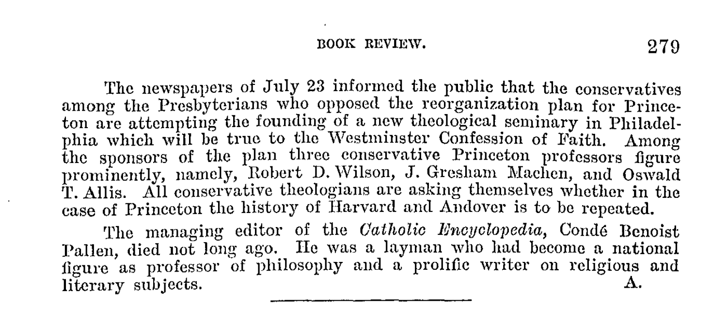The newspapers of July 23 informed the public that the conservatives among the Presbyterians who opposed the reorganization plan for Princeton are attempting the founding of a new theological seminary in Philadelphia which will be true to the Westminster Confession of Faith. Among the sponsors of the plan three conservative Princeton professors figure prominently, namely, Robert D. Wilson, J. Gresham Machen, and Oswald T. Allis. All conservative theologians are asking themselves whether in the case of Princeton the history of Harvard and Andover is to be repeated.

The managing editor of the *Catholic Encyclopedia*, Condé Benoist Pallen, died not long ago. He was a layman who had become a national figure as professor of philosophy and a prolific writer on religious and literary subjects. A.

---